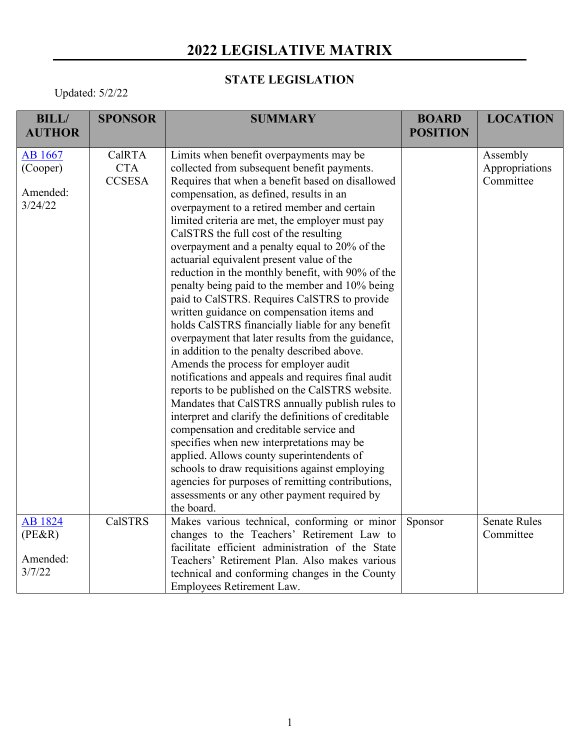# 2022 LEGISLATIVE MATRIX

## STATE LEGISLATION

Updated: 5/2/22

| BILL/ AUTHOR | SPONSOR | SUMMARY | BOARD POSITION | LOCATION |
|---|---|---|---|---|
| AB 1667 (Cooper)<br><br>Amended: 3/24/22 | CalRTA CTA CCSESA | Limits when benefit overpayments may be collected from subsequent benefit payments. Requires that when a benefit based on disallowed compensation, as defined, results in an overpayment to a retired member and certain limited criteria are met, the employer must pay CalSTRS the full cost of the resulting overpayment and a penalty equal to 20% of the actuarial equivalent present value of the reduction in the monthly benefit, with 90% of the penalty being paid to the member and 10% being paid to CalSTRS. Requires CalSTRS to provide written guidance on compensation items and holds CalSTRS financially liable for any benefit overpayment that later results from the guidance, in addition to the penalty described above. Amends the process for employer audit notifications and appeals and requires final audit reports to be published on the CalSTRS website. Mandates that CalSTRS annually publish rules to interpret and clarify the definitions of creditable compensation and creditable service and specifies when new interpretations may be applied. Allows county superintendents of schools to draw requisitions against employing agencies for purposes of remitting contributions, assessments or any other payment required by the board. | | Assembly Appropriations Committee |
| AB 1824 (PE&R)<br><br>Amended: 3/7/22 | CalSTRS | Makes various technical, conforming or minor changes to the Teachers' Retirement Law to facilitate efficient administration of the State Teachers' Retirement Plan. Also makes various technical and conforming changes in the County Employees Retirement Law. | Sponsor | Senate Rules Committee |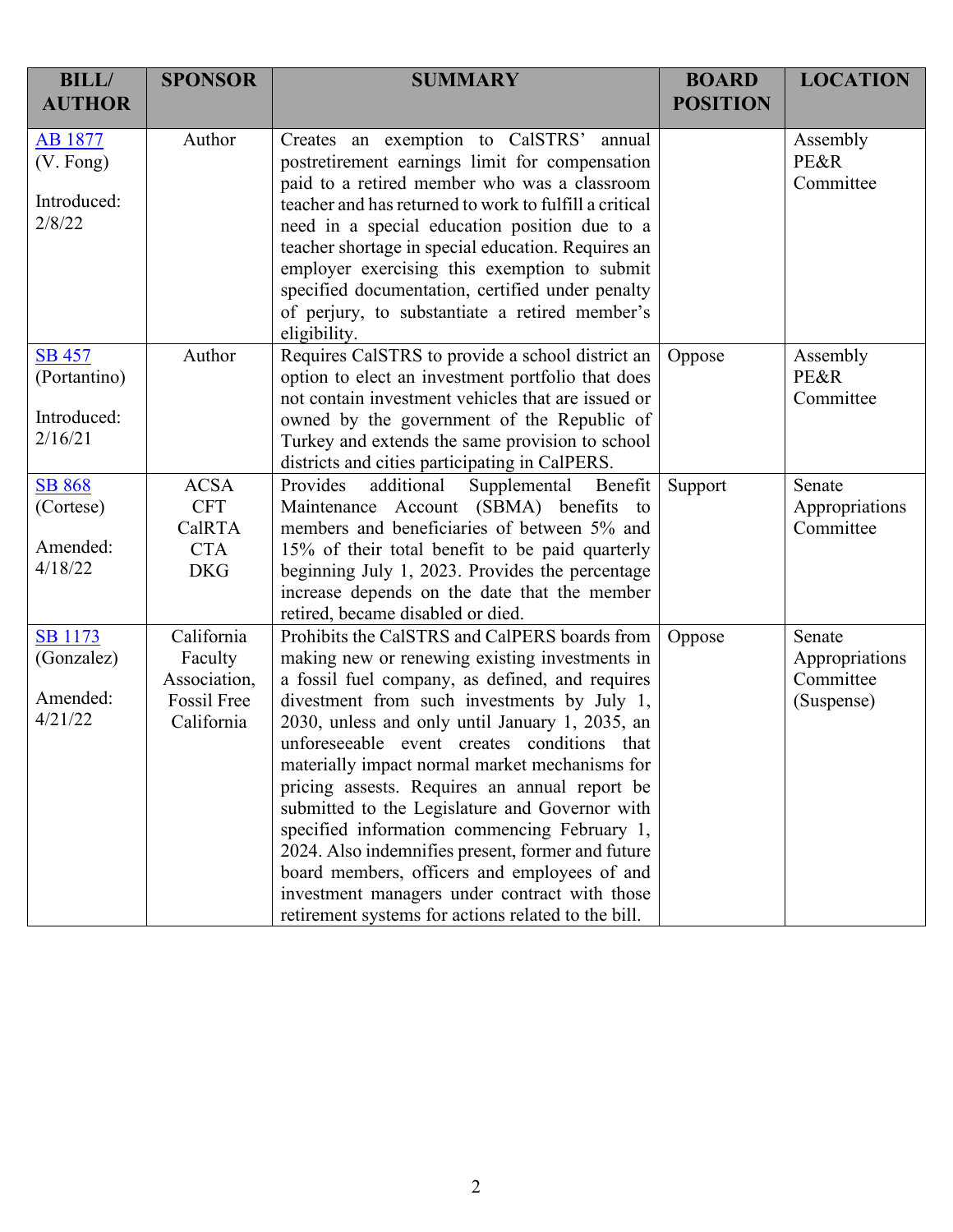| BILL/ AUTHOR | SPONSOR | SUMMARY | BOARD POSITION | LOCATION |
|---|---|---|---|---|
| AB 1877 (V. Fong) Introduced: 2/8/22 | Author | Creates an exemption to CalSTRS' annual postretirement earnings limit for compensation paid to a retired member who was a classroom teacher and has returned to work to fulfill a critical need in a special education position due to a teacher shortage in special education. Requires an employer exercising this exemption to submit specified documentation, certified under penalty of perjury, to substantiate a retired member's eligibility. | | Assembly PE&R Committee |
| SB 457 (Portantino) Introduced: 2/16/21 | Author | Requires CalSTRS to provide a school district an option to elect an investment portfolio that does not contain investment vehicles that are issued or owned by the government of the Republic of Turkey and extends the same provision to school districts and cities participating in CalPERS. | Oppose | Assembly PE&R Committee |
| SB 868 (Cortese) Amended: 4/18/22 | ACSA CFT CalRTA CTA DKG | Provides additional Supplemental Benefit Maintenance Account (SBMA) benefits to members and beneficiaries of between 5% and 15% of their total benefit to be paid quarterly beginning July 1, 2023. Provides the percentage increase depends on the date that the member retired, became disabled or died. | Support | Senate Appropriations Committee |
| SB 1173 (Gonzalez) Amended: 4/21/22 | California Faculty Association, Fossil Free California | Prohibits the CalSTRS and CalPERS boards from making new or renewing existing investments in a fossil fuel company, as defined, and requires divestment from such investments by July 1, 2030, unless and only until January 1, 2035, an unforeseeable event creates conditions that materially impact normal market mechanisms for pricing assests. Requires an annual report be submitted to the Legislature and Governor with specified information commencing February 1, 2024. Also indemnifies present, former and future board members, officers and employees of and investment managers under contract with those retirement systems for actions related to the bill. | Oppose | Senate Appropriations Committee (Suspense) |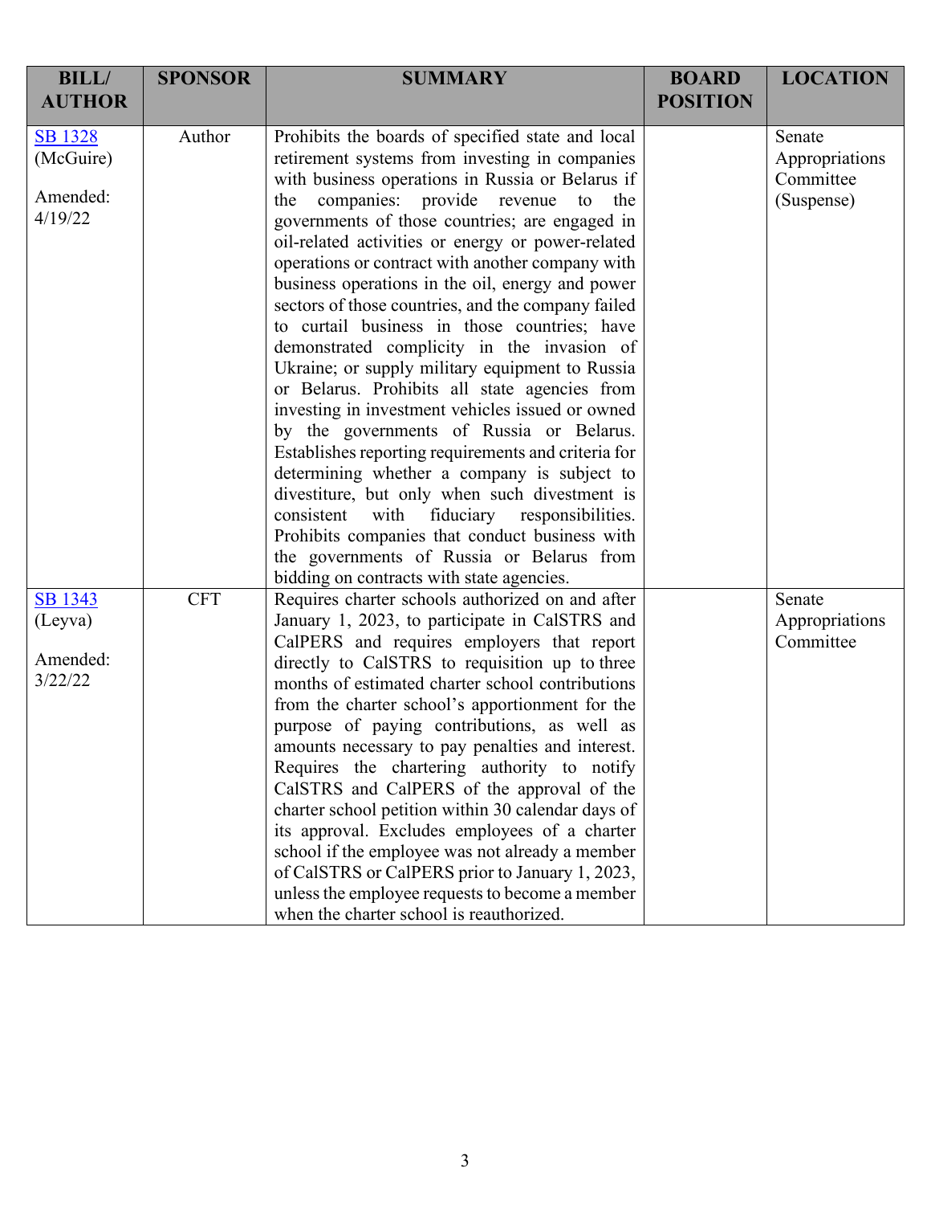| BILL/ AUTHOR | SPONSOR | SUMMARY | BOARD POSITION | LOCATION |
|---|---|---|---|---|
| SB 1328 (McGuire)<br><br>Amended: 4/19/22 | Author | Prohibits the boards of specified state and local retirement systems from investing in companies with business operations in Russia or Belarus if the companies: provide revenue to the governments of those countries; are engaged in oil-related activities or energy or power-related operations or contract with another company with business operations in the oil, energy and power sectors of those countries, and the company failed to curtail business in those countries; have demonstrated complicity in the invasion of Ukraine; or supply military equipment to Russia or Belarus. Prohibits all state agencies from investing in investment vehicles issued or owned by the governments of Russia or Belarus. Establishes reporting requirements and criteria for determining whether a company is subject to divestiture, but only when such divestment is consistent with fiduciary responsibilities. Prohibits companies that conduct business with the governments of Russia or Belarus from bidding on contracts with state agencies. | | Senate Appropriations Committee (Suspense) |
| SB 1343 (Leyva)<br><br>Amended: 3/22/22 | CFT | Requires charter schools authorized on and after January 1, 2023, to participate in CalSTRS and CalPERS and requires employers that report directly to CalSTRS to requisition up to three months of estimated charter school contributions from the charter school's apportionment for the purpose of paying contributions, as well as amounts necessary to pay penalties and interest. Requires the chartering authority to notify CalSTRS and CalPERS of the approval of the charter school petition within 30 calendar days of its approval. Excludes employees of a charter school if the employee was not already a member of CalSTRS or CalPERS prior to January 1, 2023, unless the employee requests to become a member when the charter school is reauthorized. | | Senate Appropriations Committee |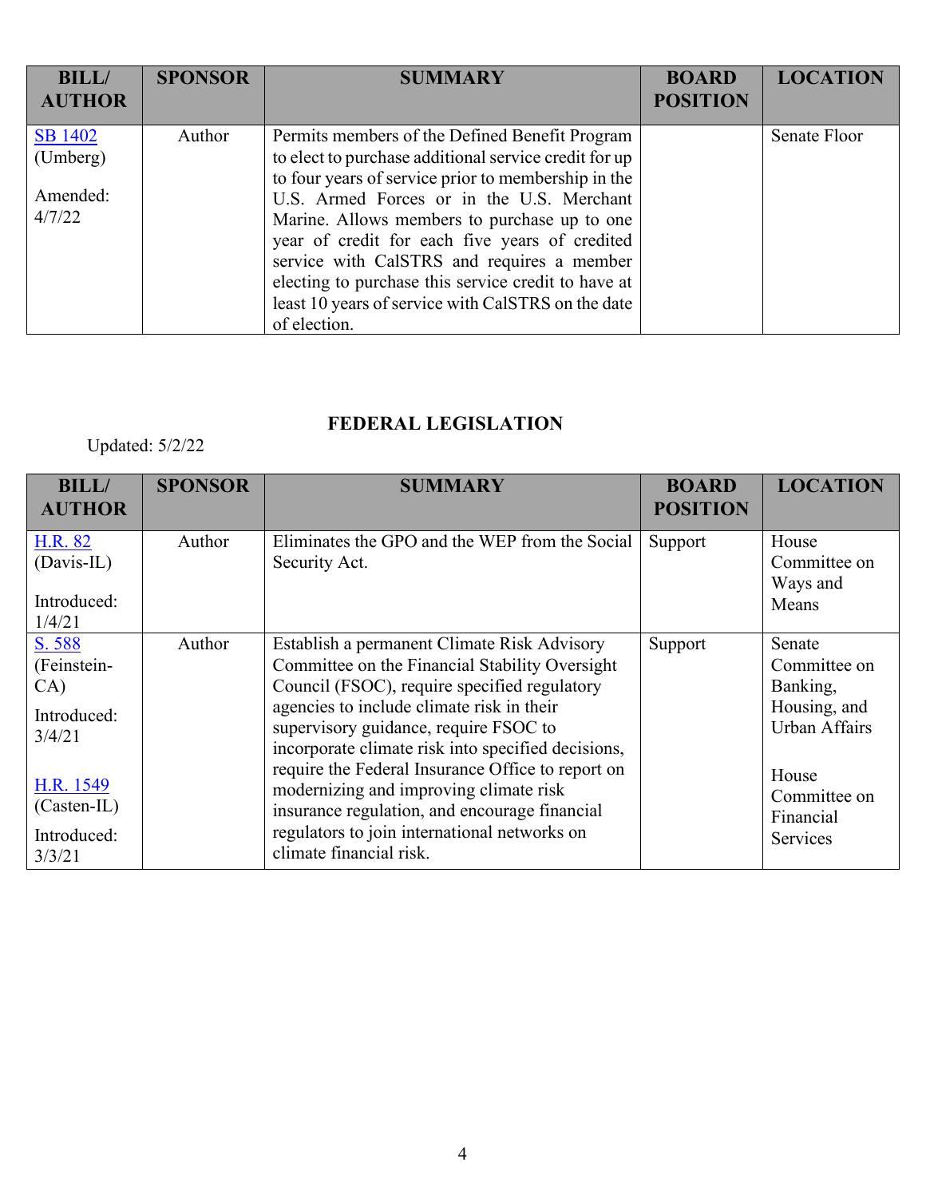| BILL/ AUTHOR | SPONSOR | SUMMARY | BOARD POSITION | LOCATION |
|---|---|---|---|---|
| SB 1402 (Umberg) Amended: 4/7/22 | Author | Permits members of the Defined Benefit Program to elect to purchase additional service credit for up to four years of service prior to membership in the U.S. Armed Forces or in the U.S. Merchant Marine. Allows members to purchase up to one year of credit for each five years of credited service with CalSTRS and requires a member electing to purchase this service credit to have at least 10 years of service with CalSTRS on the date of election. | | Senate Floor |

## FEDERAL LEGISLATION

Updated: 5/2/22

| BILL/ AUTHOR | SPONSOR | SUMMARY | BOARD POSITION | LOCATION |
|---|---|---|---|---|
| H.R. 82 (Davis-IL) Introduced: 1/4/21 | Author | Eliminates the GPO and the WEP from the Social Security Act. | Support | House Committee on Ways and Means |
| S. 588 (Feinstein-CA) Introduced: 3/4/21<br><br>H.R. 1549 (Casten-IL) Introduced: 3/3/21 | Author | Establish a permanent Climate Risk Advisory Committee on the Financial Stability Oversight Council (FSOC), require specified regulatory agencies to include climate risk in their supervisory guidance, require FSOC to incorporate climate risk into specified decisions, require the Federal Insurance Office to report on modernizing and improving climate risk insurance regulation, and encourage financial regulators to join international networks on climate financial risk. | Support | Senate Committee on Banking, Housing, and Urban Affairs<br><br>House Committee on Financial Services |